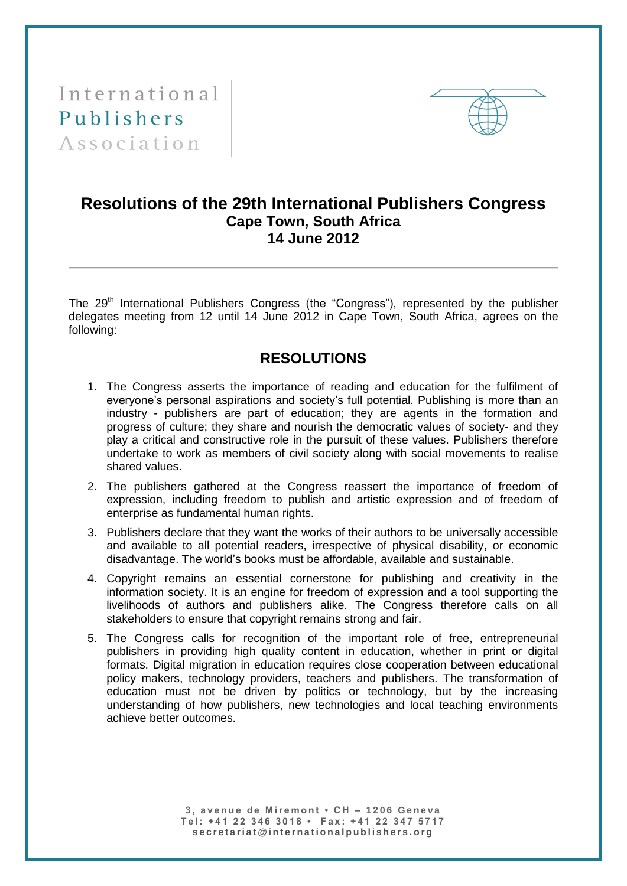International
Publishers
Association

# Resolutions of the 29th International Publishers Congress
## Cape Town, South Africa
## 14 June 2012

---

The 29th International Publishers Congress (the "Congress"), represented by the publisher delegates meeting from 12 until 14 June 2012 in Cape Town, South Africa, agrees on the following:

## RESOLUTIONS

1. The Congress asserts the importance of reading and education for the fulfilment of everyone's personal aspirations and society's full potential. Publishing is more than an industry - publishers are part of education; they are agents in the formation and progress of culture; they share and nourish the democratic values of society- and they play a critical and constructive role in the pursuit of these values. Publishers therefore undertake to work as members of civil society along with social movements to realise shared values.

2. The publishers gathered at the Congress reassert the importance of freedom of expression, including freedom to publish and artistic expression and of freedom of enterprise as fundamental human rights.

3. Publishers declare that they want the works of their authors to be universally accessible and available to all potential readers, irrespective of physical disability, or economic disadvantage. The world's books must be affordable, available and sustainable.

4. Copyright remains an essential cornerstone for publishing and creativity in the information society. It is an engine for freedom of expression and a tool supporting the livelihoods of authors and publishers alike. The Congress therefore calls on all stakeholders to ensure that copyright remains strong and fair.

5. The Congress calls for recognition of the important role of free, entrepreneurial publishers in providing high quality content in education, whether in print or digital formats. Digital migration in education requires close cooperation between educational policy makers, technology providers, teachers and publishers. The transformation of education must not be driven by politics or technology, but by the increasing understanding of how publishers, new technologies and local teaching environments achieve better outcomes.

3, avenue de Miremont • CH – 1206 Geneva
Tel: +41 22 346 3018 • Fax: +41 22 347 5717
secretariat@internationalpublishers.org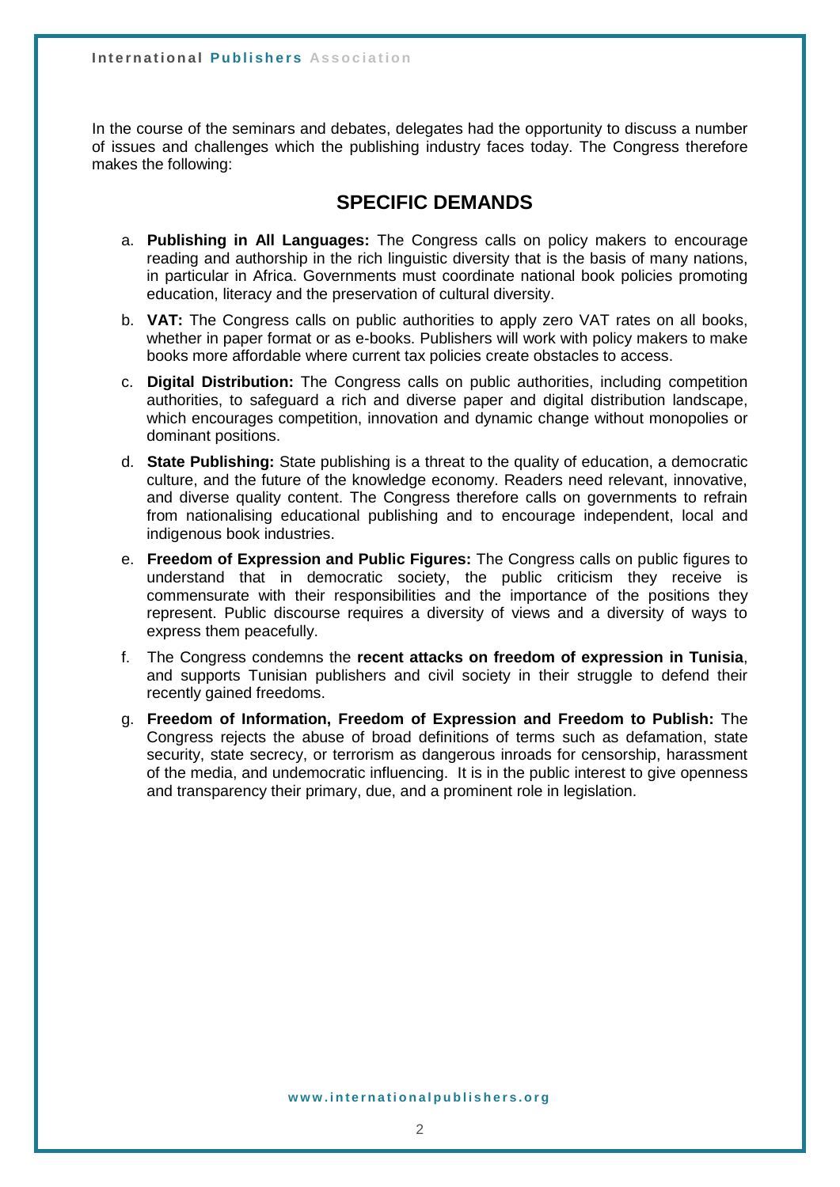In the course of the seminars and debates, delegates had the opportunity to discuss a number of issues and challenges which the publishing industry faces today. The Congress therefore makes the following:

## SPECIFIC DEMANDS

a. **Publishing in All Languages:** The Congress calls on policy makers to encourage reading and authorship in the rich linguistic diversity that is the basis of many nations, in particular in Africa. Governments must coordinate national book policies promoting education, literacy and the preservation of cultural diversity.

b. **VAT:** The Congress calls on public authorities to apply zero VAT rates on all books, whether in paper format or as e-books. Publishers will work with policy makers to make books more affordable where current tax policies create obstacles to access.

c. **Digital Distribution:** The Congress calls on public authorities, including competition authorities, to safeguard a rich and diverse paper and digital distribution landscape, which encourages competition, innovation and dynamic change without monopolies or dominant positions.

d. **State Publishing:** State publishing is a threat to the quality of education, a democratic culture, and the future of the knowledge economy. Readers need relevant, innovative, and diverse quality content. The Congress therefore calls on governments to refrain from nationalising educational publishing and to encourage independent, local and indigenous book industries.

e. **Freedom of Expression and Public Figures:** The Congress calls on public figures to understand that in democratic society, the public criticism they receive is commensurate with their responsibilities and the importance of the positions they represent. Public discourse requires a diversity of views and a diversity of ways to express them peacefully.

f. The Congress condemns the **recent attacks on freedom of expression in Tunisia**, and supports Tunisian publishers and civil society in their struggle to defend their recently gained freedoms.

g. **Freedom of Information, Freedom of Expression and Freedom to Publish:** The Congress rejects the abuse of broad definitions of terms such as defamation, state security, state secrecy, or terrorism as dangerous inroads for censorship, harassment of the media, and undemocratic influencing. It is in the public interest to give openness and transparency their primary, due, and a prominent role in legislation.